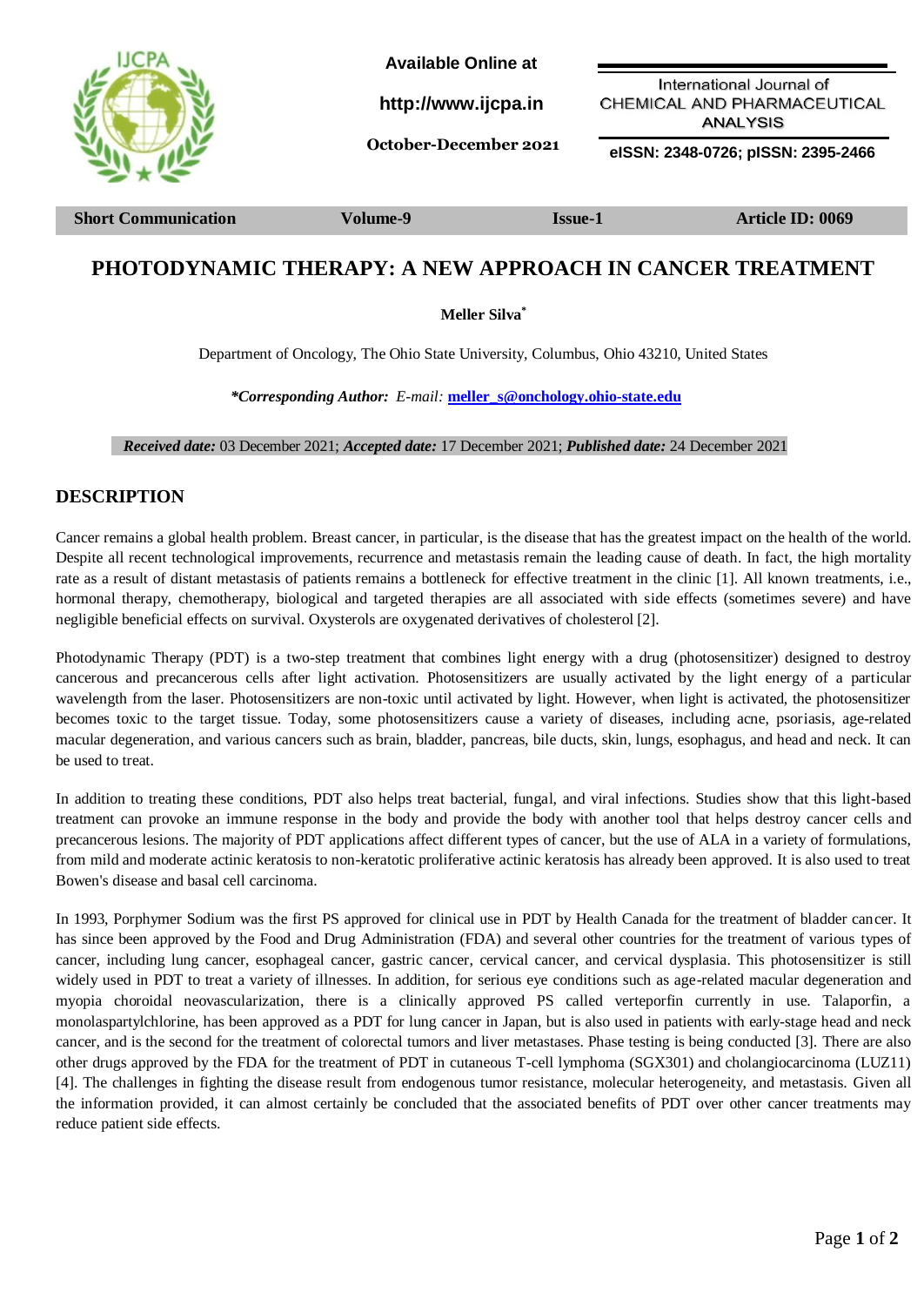Available Online at

http://www.ijcpa.in

October-December 2021

International Journal of CHEMICAL AND PHARMACEUTICAL ANALYSIS

eISSN: 2348-0726; pISSN: 2395-2466

**Short Communication** | **Volume-9** | **Issue-1** | **Article ID: 0069**

# PHOTODYNAMIC THERAPY: A NEW APPROACH IN CANCER TREATMENT

**Meller Silva***

Department of Oncology, The Ohio State University, Columbus, Ohio 43210, United States

***Corresponding Author:** *E-mail:* **meller_s@onchology.ohio-state.edu**

***Received date:*** 03 December 2021; ***Accepted date:*** 17 December 2021; ***Published date:*** 24 December 2021

## DESCRIPTION

Cancer remains a global health problem. Breast cancer, in particular, is the disease that has the greatest impact on the health of the world. Despite all recent technological improvements, recurrence and metastasis remain the leading cause of death. In fact, the high mortality rate as a result of distant metastasis of patients remains a bottleneck for effective treatment in the clinic [1]. All known treatments, i.e., hormonal therapy, chemotherapy, biological and targeted therapies are all associated with side effects (sometimes severe) and have negligible beneficial effects on survival. Oxysterols are oxygenated derivatives of cholesterol [2].

Photodynamic Therapy (PDT) is a two-step treatment that combines light energy with a drug (photosensitizer) designed to destroy cancerous and precancerous cells after light activation. Photosensitizers are usually activated by the light energy of a particular wavelength from the laser. Photosensitizers are non-toxic until activated by light. However, when light is activated, the photosensitizer becomes toxic to the target tissue. Today, some photosensitizers cause a variety of diseases, including acne, psoriasis, age-related macular degeneration, and various cancers such as brain, bladder, pancreas, bile ducts, skin, lungs, esophagus, and head and neck. It can be used to treat.

In addition to treating these conditions, PDT also helps treat bacterial, fungal, and viral infections. Studies show that this light-based treatment can provoke an immune response in the body and provide the body with another tool that helps destroy cancer cells and precancerous lesions. The majority of PDT applications affect different types of cancer, but the use of ALA in a variety of formulations, from mild and moderate actinic keratosis to non-keratotic proliferative actinic keratosis has already been approved. It is also used to treat Bowen's disease and basal cell carcinoma.

In 1993, Porphymer Sodium was the first PS approved for clinical use in PDT by Health Canada for the treatment of bladder cancer. It has since been approved by the Food and Drug Administration (FDA) and several other countries for the treatment of various types of cancer, including lung cancer, esophageal cancer, gastric cancer, cervical cancer, and cervical dysplasia. This photosensitizer is still widely used in PDT to treat a variety of illnesses. In addition, for serious eye conditions such as age-related macular degeneration and myopia choroidal neovascularization, there is a clinically approved PS called verteporfin currently in use. Talaporfin, a monolaspartylchlorine, has been approved as a PDT for lung cancer in Japan, but is also used in patients with early-stage head and neck cancer, and is the second for the treatment of colorectal tumors and liver metastases. Phase testing is being conducted [3]. There are also other drugs approved by the FDA for the treatment of PDT in cutaneous T-cell lymphoma (SGX301) and cholangiocarcinoma (LUZ11) [4]. The challenges in fighting the disease result from endogenous tumor resistance, molecular heterogeneity, and metastasis. Given all the information provided, it can almost certainly be concluded that the associated benefits of PDT over other cancer treatments may reduce patient side effects.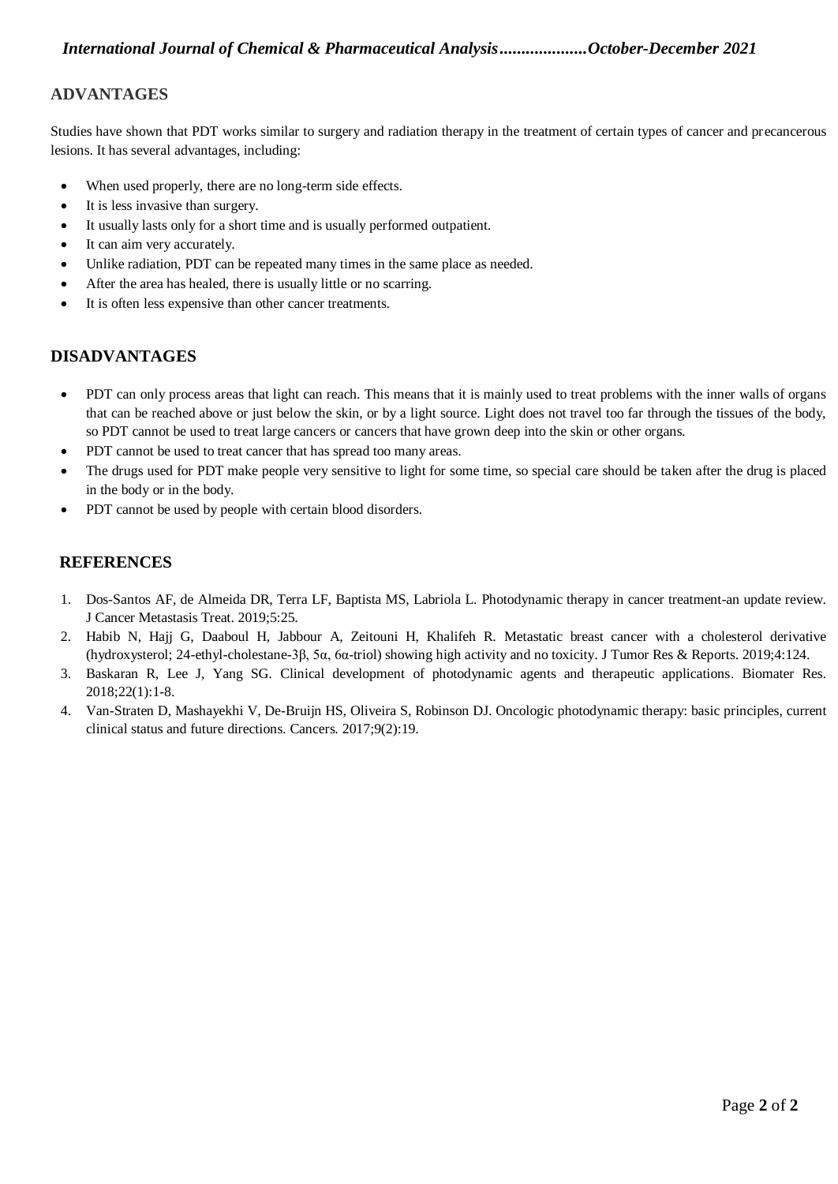## ADVANTAGES

Studies have shown that PDT works similar to surgery and radiation therapy in the treatment of certain types of cancer and precancerous lesions. It has several advantages, including:

- When used properly, there are no long-term side effects.
- It is less invasive than surgery.
- It usually lasts only for a short time and is usually performed outpatient.
- It can aim very accurately.
- Unlike radiation, PDT can be repeated many times in the same place as needed.
- After the area has healed, there is usually little or no scarring.
- It is often less expensive than other cancer treatments.

## DISADVANTAGES

- PDT can only process areas that light can reach. This means that it is mainly used to treat problems with the inner walls of organs that can be reached above or just below the skin, or by a light source. Light does not travel too far through the tissues of the body, so PDT cannot be used to treat large cancers or cancers that have grown deep into the skin or other organs.
- PDT cannot be used to treat cancer that has spread too many areas.
- The drugs used for PDT make people very sensitive to light for some time, so special care should be taken after the drug is placed in the body or in the body.
- PDT cannot be used by people with certain blood disorders.

## REFERENCES

1. Dos-Santos AF, de Almeida DR, Terra LF, Baptista MS, Labriola L. Photodynamic therapy in cancer treatment-an update review. J Cancer Metastasis Treat. 2019;5:25.
2. Habib N, Hajj G, Daaboul H, Jabbour A, Zeitouni H, Khalifeh R. Metastatic breast cancer with a cholesterol derivative (hydroxysterol; 24-ethyl-cholestane-3β, 5α, 6α-triol) showing high activity and no toxicity. J Tumor Res & Reports. 2019;4:124.
3. Baskaran R, Lee J, Yang SG. Clinical development of photodynamic agents and therapeutic applications. Biomater Res. 2018;22(1):1-8.
4. Van-Straten D, Mashayekhi V, De-Bruijn HS, Oliveira S, Robinson DJ. Oncologic photodynamic therapy: basic principles, current clinical status and future directions. Cancers. 2017;9(2):19.